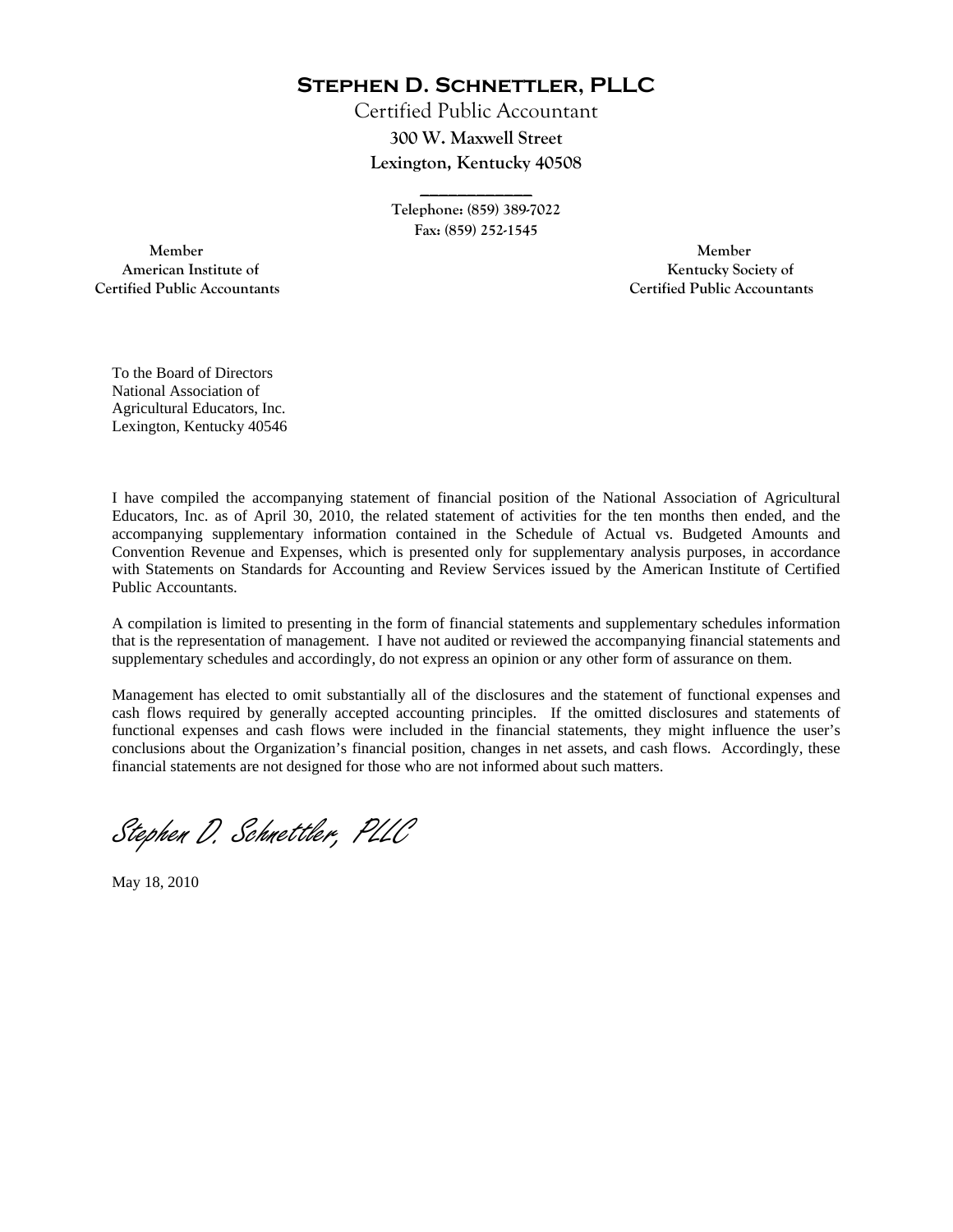# Stephen D. Schnettler, PLLC

Certified Public Accountant

**300 W. Maxwell Street**

**Lexington, Kentucky 40508**

---

**Telephone: (859) 389-7022**

**Fax: (859) 252-1545**

**Member**
**American Institute of**
**Certified Public Accountants**

**Member**
**Kentucky Society of**
**Certified Public Accountants**

To the Board of Directors
National Association of
Agricultural Educators, Inc.
Lexington, Kentucky 40546

I have compiled the accompanying statement of financial position of the National Association of Agricultural Educators, Inc. as of April 30, 2010, the related statement of activities for the ten months then ended, and the accompanying supplementary information contained in the Schedule of Actual vs. Budgeted Amounts and Convention Revenue and Expenses, which is presented only for supplementary analysis purposes, in accordance with Statements on Standards for Accounting and Review Services issued by the American Institute of Certified Public Accountants.

A compilation is limited to presenting in the form of financial statements and supplementary schedules information that is the representation of management. I have not audited or reviewed the accompanying financial statements and supplementary schedules and accordingly, do not express an opinion or any other form of assurance on them.

Management has elected to omit substantially all of the disclosures and the statement of functional expenses and cash flows required by generally accepted accounting principles. If the omitted disclosures and statements of functional expenses and cash flows were included in the financial statements, they might influence the user's conclusions about the Organization's financial position, changes in net assets, and cash flows. Accordingly, these financial statements are not designed for those who are not informed about such matters.

*Stephen D. Schnettler, PLLC*

May 18, 2010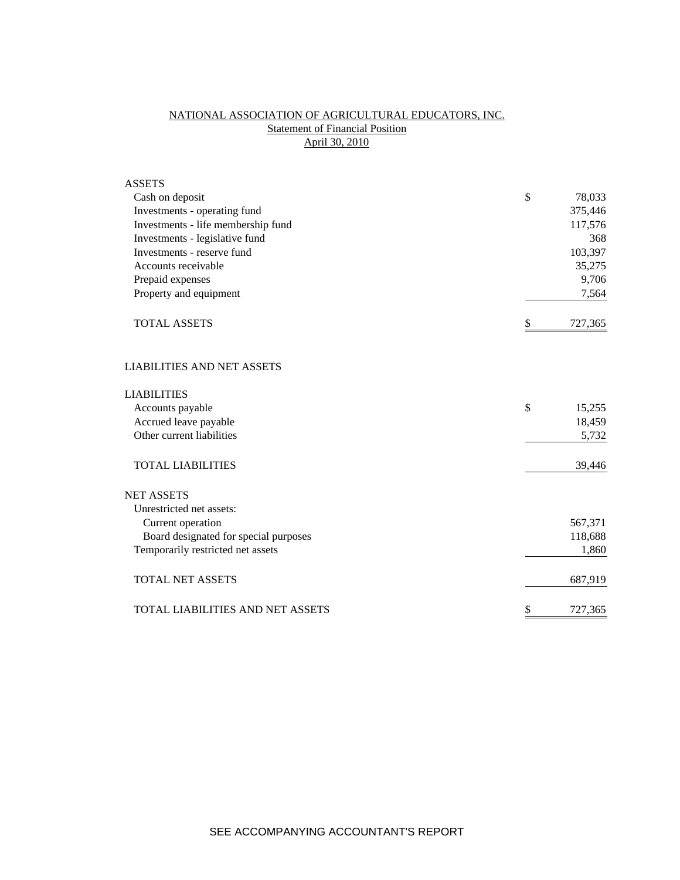# NATIONAL ASSOCIATION OF AGRICULTURAL EDUCATORS, INC.

## Statement of Financial Position

### April 30, 2010

| | | |
|---|---|---|
| **ASSETS** | | |
| Cash on deposit | $ | 78,033 |
| Investments - operating fund | | 375,446 |
| Investments - life membership fund | | 117,576 |
| Investments - legislative fund | | 368 |
| Investments - reserve fund | | 103,397 |
| Accounts receivable | | 35,275 |
| Prepaid expenses | | 9,706 |
| Property and equipment | | 7,564 |
| TOTAL ASSETS | $ | 727,365 |
| | | |
| **LIABILITIES AND NET ASSETS** | | |
| | | |
| **LIABILITIES** | | |
| Accounts payable | $ | 15,255 |
| Accrued leave payable | | 18,459 |
| Other current liabilities | | 5,732 |
| TOTAL LIABILITIES | | 39,446 |
| | | |
| **NET ASSETS** | | |
| Unrestricted net assets: | | |
| Current operation | | 567,371 |
| Board designated for special purposes | | 118,688 |
| Temporarily restricted net assets | | 1,860 |
| TOTAL NET ASSETS | | 687,919 |
| | | |
| TOTAL LIABILITIES AND NET ASSETS | $ | 727,365 |

SEE ACCOMPANYING ACCOUNTANT'S REPORT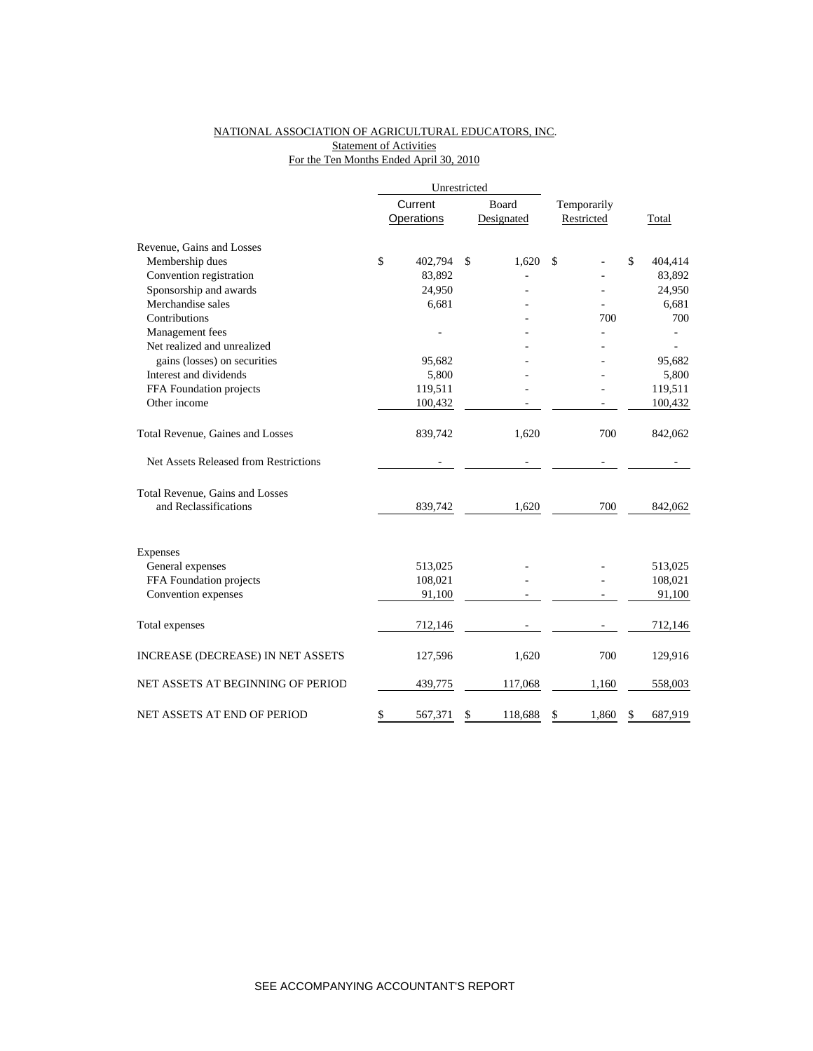NATIONAL ASSOCIATION OF AGRICULTURAL EDUCATORS, INC.

Statement of Activities

For the Ten Months Ended April 30, 2010

| | Unrestricted | | | |
|---|---|---|---|---|
| | Current Operations | Board Designated | Temporarily Restricted | Total |
| Revenue, Gains and Losses | | | | |
| Membership dues | $ 402,794 | $ 1,620 | $ - | $ 404,414 |
| Convention registration | 83,892 | - | - | 83,892 |
| Sponsorship and awards | 24,950 | - | - | 24,950 |
| Merchandise sales | 6,681 | - | - | 6,681 |
| Contributions | | - | 700 | 700 |
| Management fees | - | - | - | - |
| Net realized and unrealized | | - | - | - |
| gains (losses) on securities | 95,682 | - | - | 95,682 |
| Interest and dividends | 5,800 | - | - | 5,800 |
| FFA Foundation projects | 119,511 | - | - | 119,511 |
| Other income | 100,432 | - | - | 100,432 |
| Total Revenue, Gaines and Losses | 839,742 | 1,620 | 700 | 842,062 |
| Net Assets Released from Restrictions | - | - | - | - |
| Total Revenue, Gains and Losses and Reclassifications | 839,742 | 1,620 | 700 | 842,062 |
| Expenses | | | | |
| General expenses | 513,025 | - | - | 513,025 |
| FFA Foundation projects | 108,021 | - | - | 108,021 |
| Convention expenses | 91,100 | - | - | 91,100 |
| Total expenses | 712,146 | - | - | 712,146 |
| INCREASE (DECREASE) IN NET ASSETS | 127,596 | 1,620 | 700 | 129,916 |
| NET ASSETS AT BEGINNING OF PERIOD | 439,775 | 117,068 | 1,160 | 558,003 |
| NET ASSETS AT END OF PERIOD | $ 567,371 | $ 118,688 | $ 1,860 | $ 687,919 |

SEE ACCOMPANYING ACCOUNTANT'S REPORT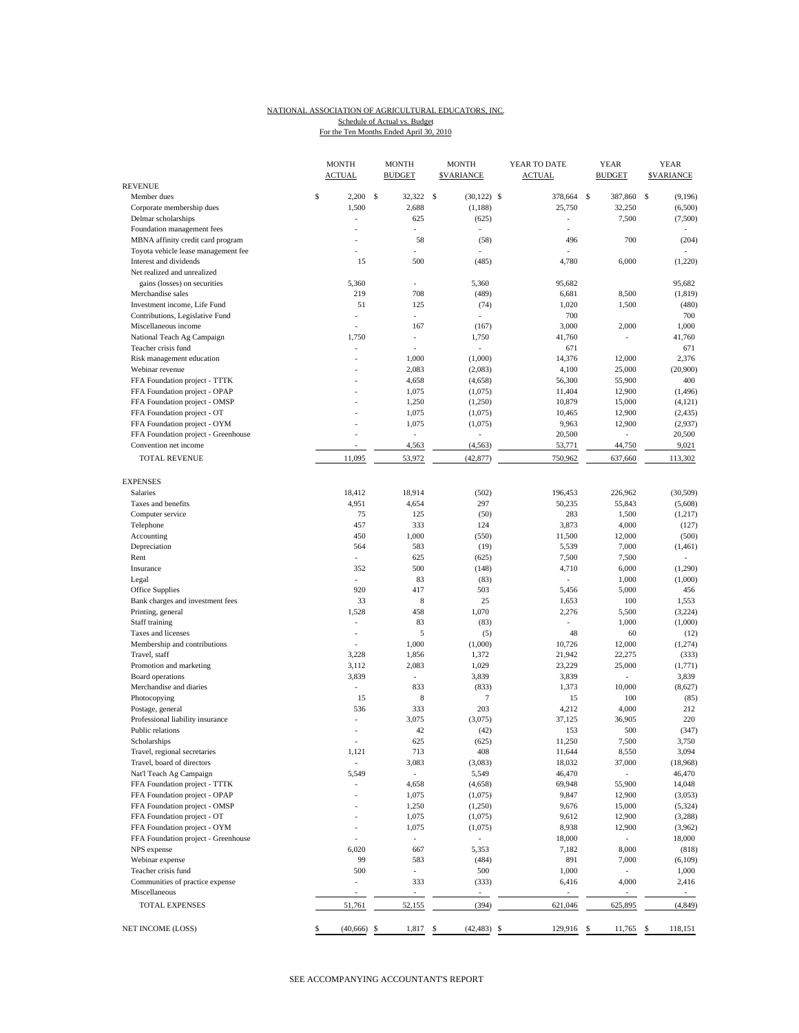NATIONAL ASSOCIATION OF AGRICULTURAL EDUCATORS, INC.

Schedule of Actual vs. Budget

For the Ten Months Ended April 30, 2010

| | MONTH ACTUAL | MONTH BUDGET | MONTH $VARIANCE | YEAR TO DATE ACTUAL | YEAR BUDGET | YEAR $VARIANCE |
|---|---|---|---|---|---|---|
| **REVENUE** | | | | | | |
| Member dues | $ 2,200 | $ 32,322 | $ (30,122) | $ 378,664 | $ 387,860 | $ (9,196) |
| Corporate membership dues | 1,500 | 2,688 | (1,188) | 25,750 | 32,250 | (6,500) |
| Delmar scholarships | - | 625 | (625) | - | 7,500 | (7,500) |
| Foundation management fees | - | - | - | - | | - |
| MBNA affinity credit card program | - | 58 | (58) | 496 | 700 | (204) |
| Toyota vehicle lease management fee | - | - | - | - | | |
| Interest and dividends | 15 | 500 | (485) | 4,780 | 6,000 | (1,220) |
| Net realized and unrealized gains (losses) on securities | 5,360 | - | 5,360 | 95,682 | | 95,682 |
| Merchandise sales | 219 | 708 | (489) | 6,681 | 8,500 | (1,819) |
| Investment income, Life Fund | 51 | 125 | (74) | 1,020 | 1,500 | (480) |
| Contributions, Legislative Fund | - | - | - | 700 | | 700 |
| Miscellaneous income | - | 167 | (167) | 3,000 | 2,000 | 1,000 |
| National Teach Ag Campaign | 1,750 | - | 1,750 | 41,760 | - | 41,760 |
| Teacher crisis fund | - | - | - | 671 | | 671 |
| Risk management education | - | 1,000 | (1,000) | 14,376 | 12,000 | 2,376 |
| Webinar revenue | - | 2,083 | (2,083) | 4,100 | 25,000 | (20,900) |
| FFA Foundation project - TTTK | - | 4,658 | (4,658) | 56,300 | 55,900 | 400 |
| FFA Foundation project - OPAP | - | 1,075 | (1,075) | 11,404 | 12,900 | (1,496) |
| FFA Foundation project - OMSP | - | 1,250 | (1,250) | 10,879 | 15,000 | (4,121) |
| FFA Foundation project - OT | - | 1,075 | (1,075) | 10,465 | 12,900 | (2,435) |
| FFA Foundation project - OYM | - | 1,075 | (1,075) | 9,963 | 12,900 | (2,937) |
| FFA Foundation project - Greenhouse | - | - | - | 20,500 | - | 20,500 |
| Convention net income | - | 4,563 | (4,563) | 53,771 | 44,750 | 9,021 |
| TOTAL REVENUE | 11,095 | 53,972 | (42,877) | 750,962 | 637,660 | 113,302 |
| **EXPENSES** | | | | | | |
| Salaries | 18,412 | 18,914 | (502) | 196,453 | 226,962 | (30,509) |
| Taxes and benefits | 4,951 | 4,654 | 297 | 50,235 | 55,843 | (5,608) |
| Computer service | 75 | 125 | (50) | 283 | 1,500 | (1,217) |
| Telephone | 457 | 333 | 124 | 3,873 | 4,000 | (127) |
| Accounting | 450 | 1,000 | (550) | 11,500 | 12,000 | (500) |
| Depreciation | 564 | 583 | (19) | 5,539 | 7,000 | (1,461) |
| Rent | - | 625 | (625) | 7,500 | 7,500 | - |
| Insurance | 352 | 500 | (148) | 4,710 | 6,000 | (1,290) |
| Legal | - | 83 | (83) | - | 1,000 | (1,000) |
| Office Supplies | 920 | 417 | 503 | 5,456 | 5,000 | 456 |
| Bank charges and investment fees | 33 | 8 | 25 | 1,653 | 100 | 1,553 |
| Printing, general | 1,528 | 458 | 1,070 | 2,276 | 5,500 | (3,224) |
| Staff training | - | 83 | (83) | - | 1,000 | (1,000) |
| Taxes and licenses | - | 5 | (5) | 48 | 60 | (12) |
| Membership and contributions | - | 1,000 | (1,000) | 10,726 | 12,000 | (1,274) |
| Travel, staff | 3,228 | 1,856 | 1,372 | 21,942 | 22,275 | (333) |
| Promotion and marketing | 3,112 | 2,083 | 1,029 | 23,229 | 25,000 | (1,771) |
| Board operations | 3,839 | - | 3,839 | 3,839 | - | 3,839 |
| Merchandise and diaries | - | 833 | (833) | 1,373 | 10,000 | (8,627) |
| Photocopying | 15 | 8 | 7 | 15 | 100 | (85) |
| Postage, general | 536 | 333 | 203 | 4,212 | 4,000 | 212 |
| Professional liability insurance | - | 3,075 | (3,075) | 37,125 | 36,905 | 220 |
| Public relations | - | 42 | (42) | 153 | 500 | (347) |
| Scholarships | - | 625 | (625) | 11,250 | 7,500 | 3,750 |
| Travel, regional secretaries | 1,121 | 713 | 408 | 11,644 | 8,550 | 3,094 |
| Travel, board of directors | - | 3,083 | (3,083) | 18,032 | 37,000 | (18,968) |
| Nat'l Teach Ag Campaign | 5,549 | - | 5,549 | 46,470 | - | 46,470 |
| FFA Foundation project - TTTK | - | 4,658 | (4,658) | 69,948 | 55,900 | 14,048 |
| FFA Foundation project - OPAP | - | 1,075 | (1,075) | 9,847 | 12,900 | (3,053) |
| FFA Foundation project - OMSP | - | 1,250 | (1,250) | 9,676 | 15,000 | (5,324) |
| FFA Foundation project - OT | - | 1,075 | (1,075) | 9,612 | 12,900 | (3,288) |
| FFA Foundation project - OYM | - | 1,075 | (1,075) | 8,938 | 12,900 | (3,962) |
| FFA Foundation project - Greenhouse | - | - | - | 18,000 | - | 18,000 |
| NPS expense | 6,020 | 667 | 5,353 | 7,182 | 8,000 | (818) |
| Webinar expense | 99 | 583 | (484) | 891 | 7,000 | (6,109) |
| Teacher crisis fund | 500 | - | 500 | 1,000 | - | 1,000 |
| Communities of practice expense | - | 333 | (333) | 6,416 | 4,000 | 2,416 |
| Miscellaneous | - | - | - | - | - | - |
| TOTAL EXPENSES | 51,761 | 52,155 | (394) | 621,046 | 625,895 | (4,849) |
| NET INCOME (LOSS) | $ (40,666) | $ 1,817 | $ (42,483) | $ 129,916 | $ 11,765 | $ 118,151 |

SEE ACCOMPANYING ACCOUNTANT'S REPORT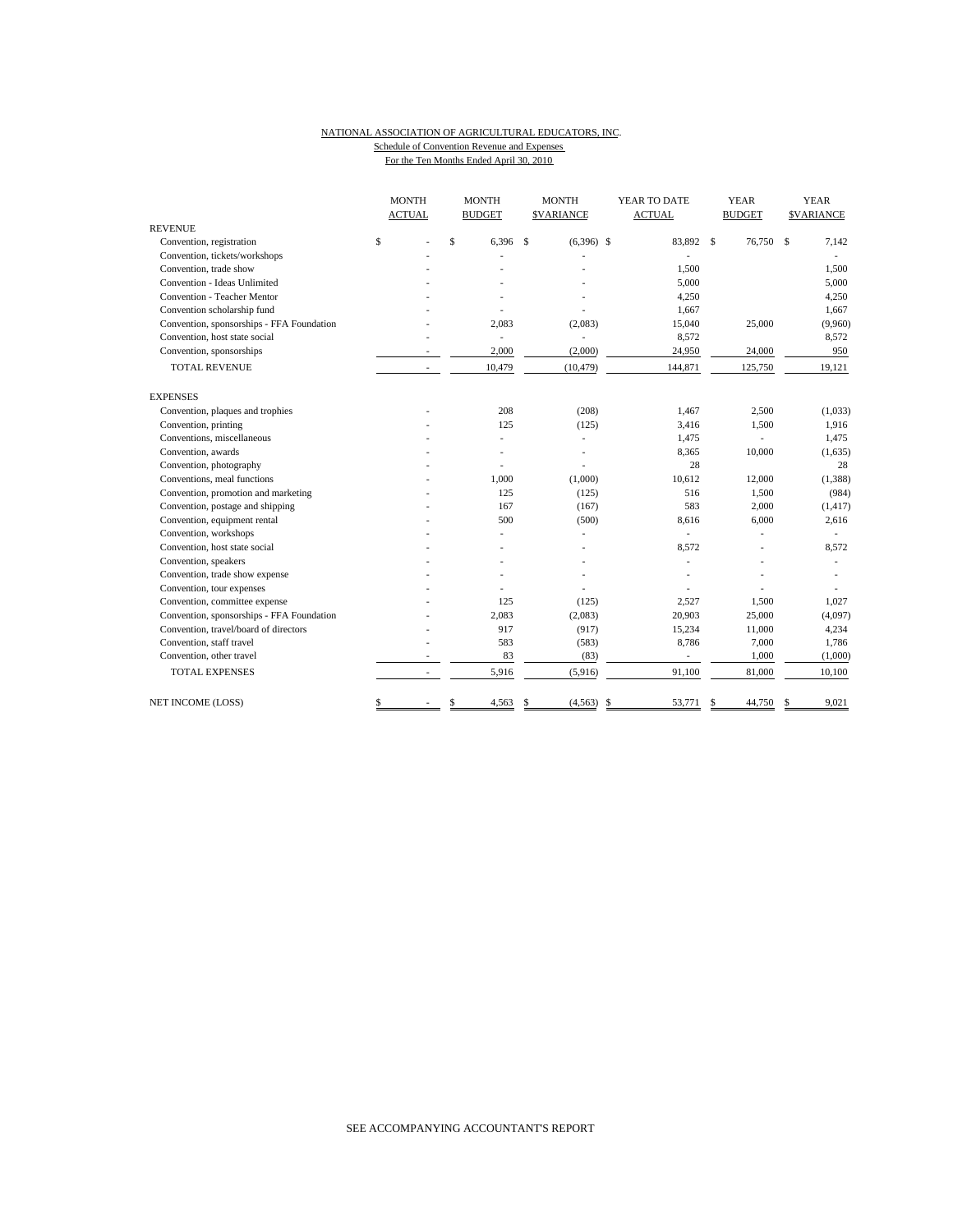NATIONAL ASSOCIATION OF AGRICULTURAL EDUCATORS, INC.

Schedule of Convention Revenue and Expenses

For the Ten Months Ended April 30, 2010

| | MONTH ACTUAL | MONTH BUDGET | MONTH $VARIANCE | YEAR TO DATE ACTUAL | YEAR BUDGET | YEAR $VARIANCE |
|---|---|---|---|---|---|---|
| REVENUE | | | | | | |
| Convention, registration | $ - | $ 6,396 | $ (6,396) | $ 83,892 | $ 76,750 | $ 7,142 |
| Convention, tickets/workshops | - | - | - | - | | - |
| Convention, trade show | - | - | - | 1,500 | | 1,500 |
| Convention - Ideas Unlimited | - | - | - | 5,000 | | 5,000 |
| Convention - Teacher Mentor | - | - | - | 4,250 | | 4,250 |
| Convention scholarship fund | - | - | - | 1,667 | | 1,667 |
| Convention, sponsorships - FFA Foundation | - | 2,083 | (2,083) | 15,040 | 25,000 | (9,960) |
| Convention, host state social | - | - | - | 8,572 | | 8,572 |
| Convention, sponsorships | - | 2,000 | (2,000) | 24,950 | 24,000 | 950 |
| TOTAL REVENUE | - | 10,479 | (10,479) | 144,871 | 125,750 | 19,121 |
| EXPENSES | | | | | | |
| Convention, plaques and trophies | - | 208 | (208) | 1,467 | 2,500 | (1,033) |
| Convention, printing | - | 125 | (125) | 3,416 | 1,500 | 1,916 |
| Conventions, miscellaneous | - | - | - | 1,475 | - | 1,475 |
| Convention, awards | - | - | - | 8,365 | 10,000 | (1,635) |
| Convention, photography | - | - | - | 28 | | 28 |
| Conventions, meal functions | - | 1,000 | (1,000) | 10,612 | 12,000 | (1,388) |
| Convention, promotion and marketing | - | 125 | (125) | 516 | 1,500 | (984) |
| Convention, postage and shipping | - | 167 | (167) | 583 | 2,000 | (1,417) |
| Convention, equipment rental | - | 500 | (500) | 8,616 | 6,000 | 2,616 |
| Convention, workshops | - | - | - | - | - | - |
| Convention, host state social | - | - | - | 8,572 | - | 8,572 |
| Convention, speakers | - | - | - | - | - | - |
| Convention, trade show expense | - | - | - | - | - | - |
| Convention, tour expenses | - | - | - | - | - | - |
| Convention, committee expense | - | 125 | (125) | 2,527 | 1,500 | 1,027 |
| Convention, sponsorships - FFA Foundation | - | 2,083 | (2,083) | 20,903 | 25,000 | (4,097) |
| Convention, travel/board of directors | - | 917 | (917) | 15,234 | 11,000 | 4,234 |
| Convention, staff travel | - | 583 | (583) | 8,786 | 7,000 | 1,786 |
| Convention, other travel | - | 83 | (83) | - | 1,000 | (1,000) |
| TOTAL EXPENSES | - | 5,916 | (5,916) | 91,100 | 81,000 | 10,100 |
| NET INCOME (LOSS) | $ - | $ 4,563 | $ (4,563) | $ 53,771 | $ 44,750 | $ 9,021 |

SEE ACCOMPANYING ACCOUNTANT'S REPORT